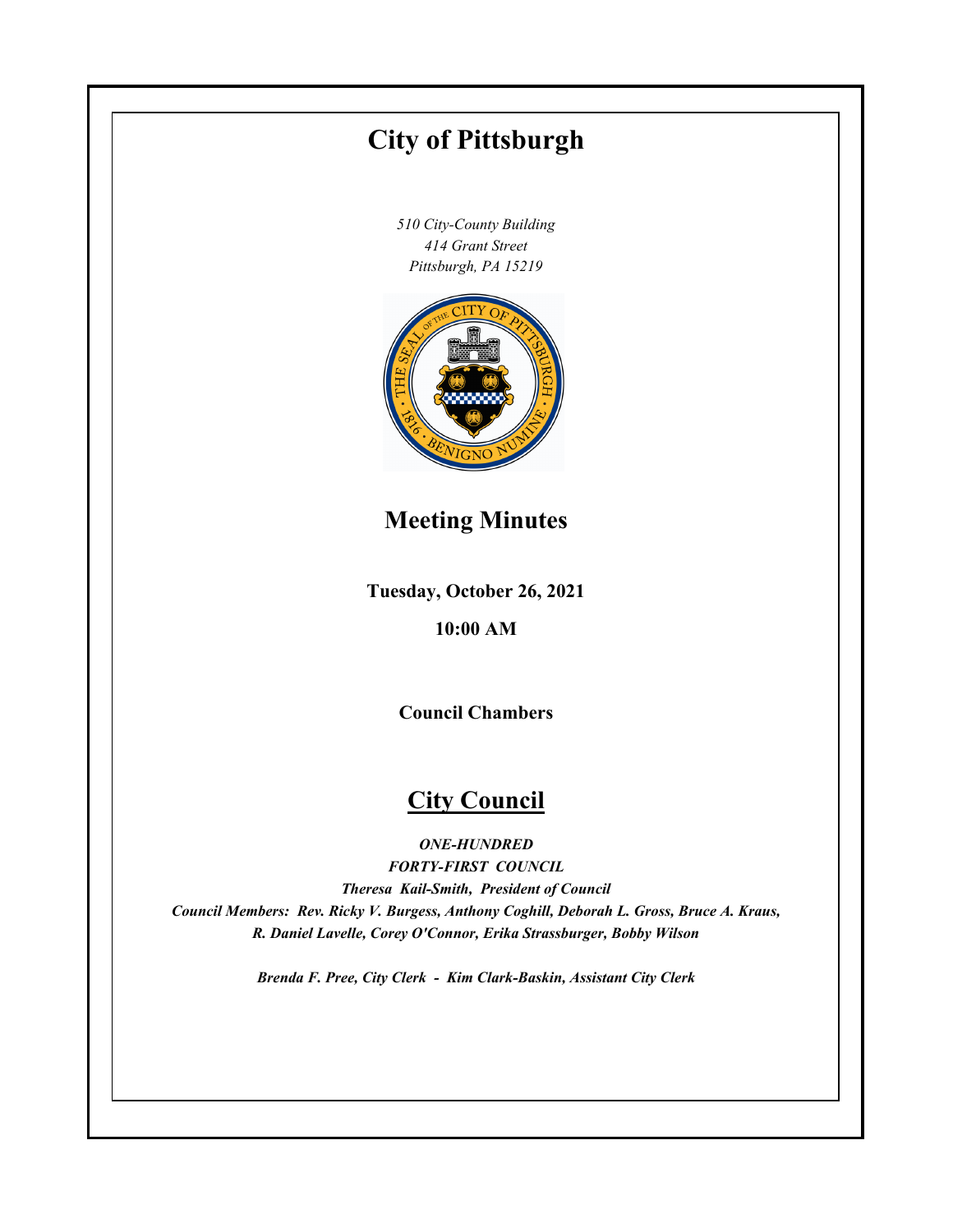# City of Pittsburgh

*510 City-County Building*
*414 Grant Street*
*Pittsburgh, PA 15219*

## Meeting Minutes

**Tuesday, October 26, 2021**

**10:00 AM**

**Council Chambers**

## City Council

***ONE-HUNDRED***
***FORTY-FIRST COUNCIL***
***Theresa Kail-Smith, President of Council***
***Council Members: Rev. Ricky V. Burgess, Anthony Coghill, Deborah L. Gross, Bruce A. Kraus, R. Daniel Lavelle, Corey O'Connor, Erika Strassburger, Bobby Wilson***

***Brenda F. Pree, City Clerk - Kim Clark-Baskin, Assistant City Clerk***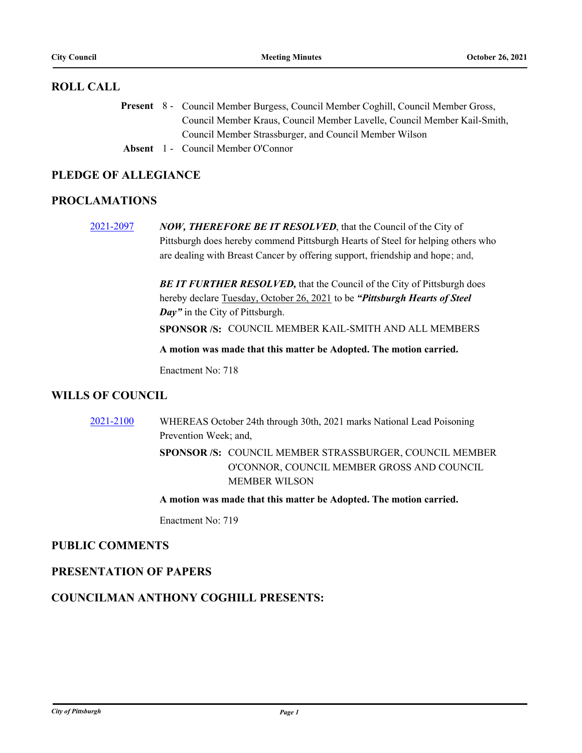## ROLL CALL

**Present** 8 - Council Member Burgess, Council Member Coghill, Council Member Gross, Council Member Kraus, Council Member Lavelle, Council Member Kail-Smith, Council Member Strassburger, and Council Member Wilson

**Absent** 1 - Council Member O'Connor

## PLEDGE OF ALLEGIANCE

## PROCLAMATIONS

[2021-2097](2021-2097) ***NOW, THEREFORE BE IT RESOLVED***, that the Council of the City of Pittsburgh does hereby commend Pittsburgh Hearts of Steel for helping others who are dealing with Breast Cancer by offering support, friendship and hope; and,

***BE IT FURTHER RESOLVED,*** that the Council of the City of Pittsburgh does hereby declare Tuesday, October 26, 2021 to be ***"Pittsburgh Hearts of Steel Day"*** in the City of Pittsburgh.

**SPONSOR /S:** COUNCIL MEMBER KAIL-SMITH AND ALL MEMBERS

**A motion was made that this matter be Adopted. The motion carried.**

Enactment No: 718

## WILLS OF COUNCIL

[2021-2100](2021-2100) WHEREAS October 24th through 30th, 2021 marks National Lead Poisoning Prevention Week; and,

**SPONSOR /S:** COUNCIL MEMBER STRASSBURGER, COUNCIL MEMBER O'CONNOR, COUNCIL MEMBER GROSS AND COUNCIL MEMBER WILSON

**A motion was made that this matter be Adopted. The motion carried.**

Enactment No: 719

## PUBLIC COMMENTS

## PRESENTATION OF PAPERS

## COUNCILMAN ANTHONY COGHILL PRESENTS: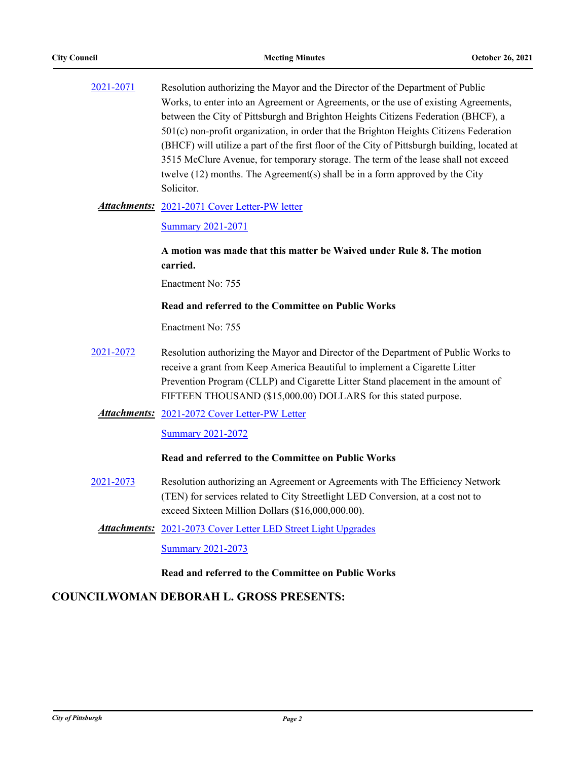2021-2071 Resolution authorizing the Mayor and the Director of the Department of Public Works, to enter into an Agreement or Agreements, or the use of existing Agreements, between the City of Pittsburgh and Brighton Heights Citizens Federation (BHCF), a 501(c) non-profit organization, in order that the Brighton Heights Citizens Federation (BHCF) will utilize a part of the first floor of the City of Pittsburgh building, located at 3515 McClure Avenue, for temporary storage. The term of the lease shall not exceed twelve (12) months. The Agreement(s) shall be in a form approved by the City Solicitor.

***Attachments:*** 2021-2071 Cover Letter-PW letter

Summary 2021-2071

**A motion was made that this matter be Waived under Rule 8. The motion carried.**

Enactment No: 755

**Read and referred to the Committee on Public Works**

Enactment No: 755

2021-2072 Resolution authorizing the Mayor and Director of the Department of Public Works to receive a grant from Keep America Beautiful to implement a Cigarette Litter Prevention Program (CLLP) and Cigarette Litter Stand placement in the amount of FIFTEEN THOUSAND ($15,000.00) DOLLARS for this stated purpose.

***Attachments:*** 2021-2072 Cover Letter-PW Letter

Summary 2021-2072

**Read and referred to the Committee on Public Works**

2021-2073 Resolution authorizing an Agreement or Agreements with The Efficiency Network (TEN) for services related to City Streetlight LED Conversion, at a cost not to exceed Sixteen Million Dollars ($16,000,000.00).

***Attachments:*** 2021-2073 Cover Letter LED Street Light Upgrades

Summary 2021-2073

**Read and referred to the Committee on Public Works**

## COUNCILWOMAN DEBORAH L. GROSS PRESENTS: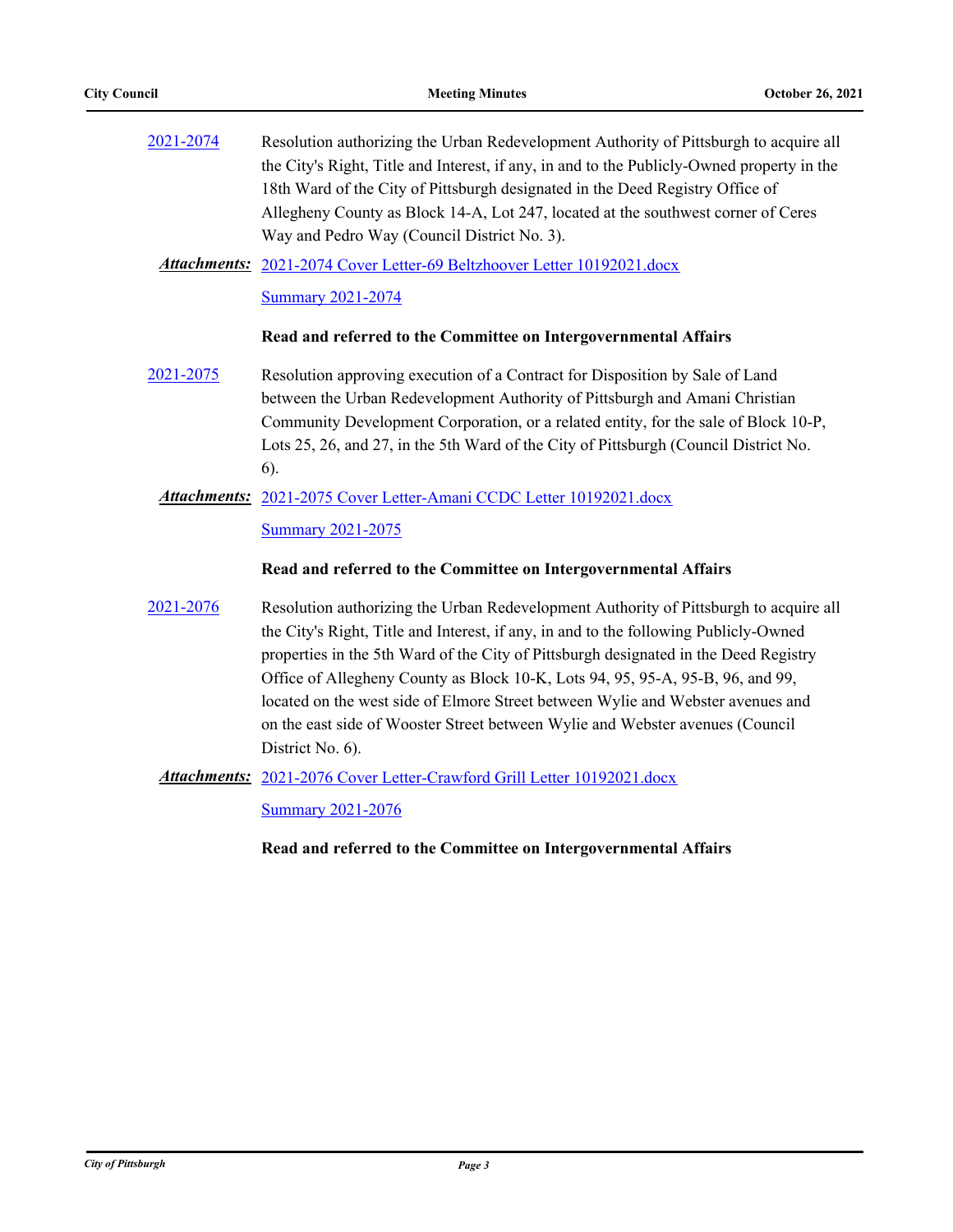2021-2074 Resolution authorizing the Urban Redevelopment Authority of Pittsburgh to acquire all the City's Right, Title and Interest, if any, in and to the Publicly-Owned property in the 18th Ward of the City of Pittsburgh designated in the Deed Registry Office of Allegheny County as Block 14-A, Lot 247, located at the southwest corner of Ceres Way and Pedro Way (Council District No. 3).

***Attachments:*** 2021-2074 Cover Letter-69 Beltzhoover Letter 10192021.docx

Summary 2021-2074

**Read and referred to the Committee on Intergovernmental Affairs**

2021-2075 Resolution approving execution of a Contract for Disposition by Sale of Land between the Urban Redevelopment Authority of Pittsburgh and Amani Christian Community Development Corporation, or a related entity, for the sale of Block 10-P, Lots 25, 26, and 27, in the 5th Ward of the City of Pittsburgh (Council District No. 6).

***Attachments:*** 2021-2075 Cover Letter-Amani CCDC Letter 10192021.docx

Summary 2021-2075

**Read and referred to the Committee on Intergovernmental Affairs**

2021-2076 Resolution authorizing the Urban Redevelopment Authority of Pittsburgh to acquire all the City's Right, Title and Interest, if any, in and to the following Publicly-Owned properties in the 5th Ward of the City of Pittsburgh designated in the Deed Registry Office of Allegheny County as Block 10-K, Lots 94, 95, 95-A, 95-B, 96, and 99, located on the west side of Elmore Street between Wylie and Webster avenues and on the east side of Wooster Street between Wylie and Webster avenues (Council District No. 6).

***Attachments:*** 2021-2076 Cover Letter-Crawford Grill Letter 10192021.docx

Summary 2021-2076

**Read and referred to the Committee on Intergovernmental Affairs**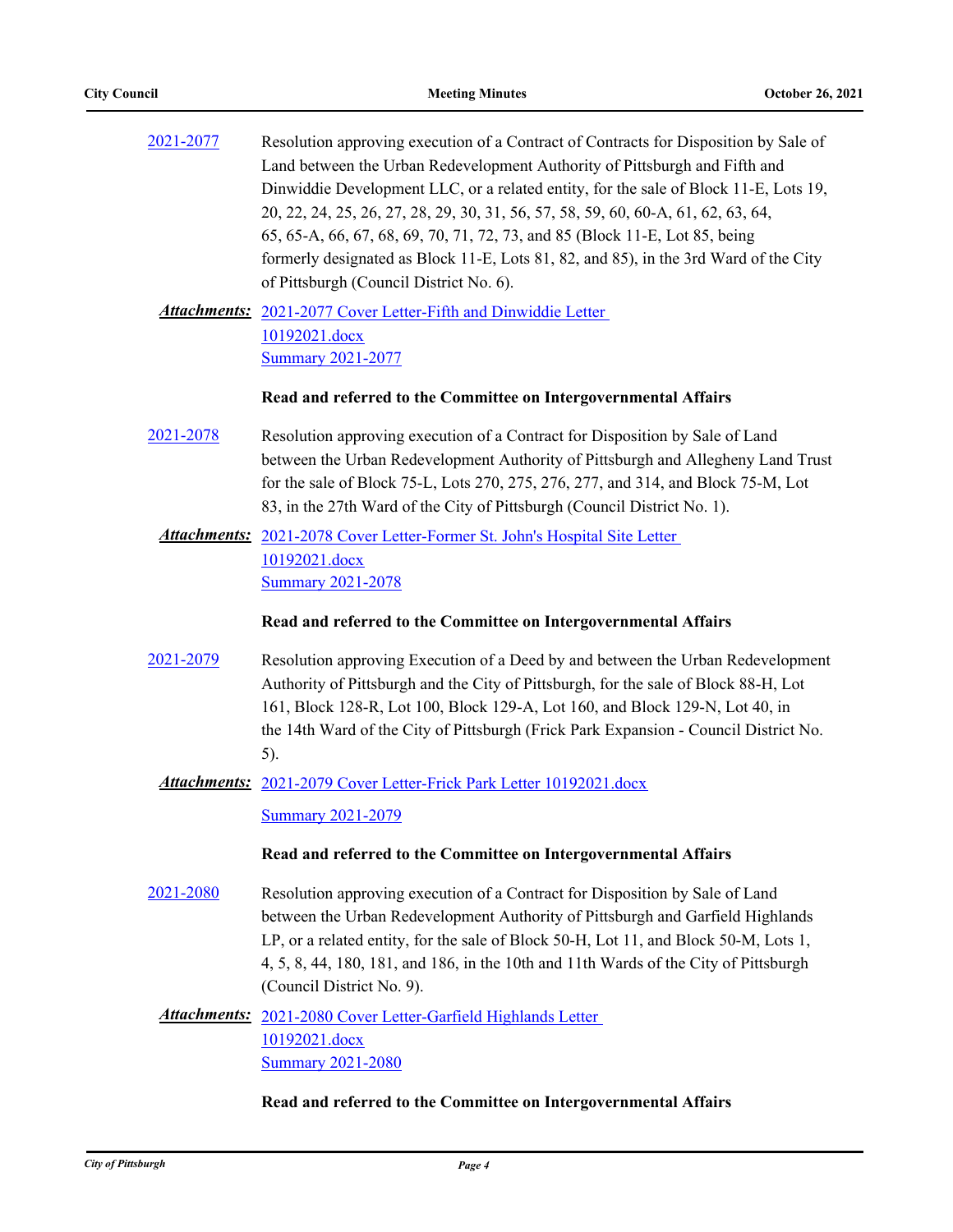2021-2077 Resolution approving execution of a Contract of Contracts for Disposition by Sale of Land between the Urban Redevelopment Authority of Pittsburgh and Fifth and Dinwiddie Development LLC, or a related entity, for the sale of Block 11-E, Lots 19, 20, 22, 24, 25, 26, 27, 28, 29, 30, 31, 56, 57, 58, 59, 60, 60-A, 61, 62, 63, 64, 65, 65-A, 66, 67, 68, 69, 70, 71, 72, 73, and 85 (Block 11-E, Lot 85, being formerly designated as Block 11-E, Lots 81, 82, and 85), in the 3rd Ward of the City of Pittsburgh (Council District No. 6).

***Attachments:*** 2021-2077 Cover Letter-Fifth and Dinwiddie Letter 10192021.docx
Summary 2021-2077

**Read and referred to the Committee on Intergovernmental Affairs**

2021-2078 Resolution approving execution of a Contract for Disposition by Sale of Land between the Urban Redevelopment Authority of Pittsburgh and Allegheny Land Trust for the sale of Block 75-L, Lots 270, 275, 276, 277, and 314, and Block 75-M, Lot 83, in the 27th Ward of the City of Pittsburgh (Council District No. 1).

***Attachments:*** 2021-2078 Cover Letter-Former St. John's Hospital Site Letter 10192021.docx
Summary 2021-2078

**Read and referred to the Committee on Intergovernmental Affairs**

2021-2079 Resolution approving Execution of a Deed by and between the Urban Redevelopment Authority of Pittsburgh and the City of Pittsburgh, for the sale of Block 88-H, Lot 161, Block 128-R, Lot 100, Block 129-A, Lot 160, and Block 129-N, Lot 40, in the 14th Ward of the City of Pittsburgh (Frick Park Expansion - Council District No. 5).

***Attachments:*** 2021-2079 Cover Letter-Frick Park Letter 10192021.docx
Summary 2021-2079

**Read and referred to the Committee on Intergovernmental Affairs**

2021-2080 Resolution approving execution of a Contract for Disposition by Sale of Land between the Urban Redevelopment Authority of Pittsburgh and Garfield Highlands LP, or a related entity, for the sale of Block 50-H, Lot 11, and Block 50-M, Lots 1, 4, 5, 8, 44, 180, 181, and 186, in the 10th and 11th Wards of the City of Pittsburgh (Council District No. 9).

***Attachments:*** 2021-2080 Cover Letter-Garfield Highlands Letter 10192021.docx
Summary 2021-2080

**Read and referred to the Committee on Intergovernmental Affairs**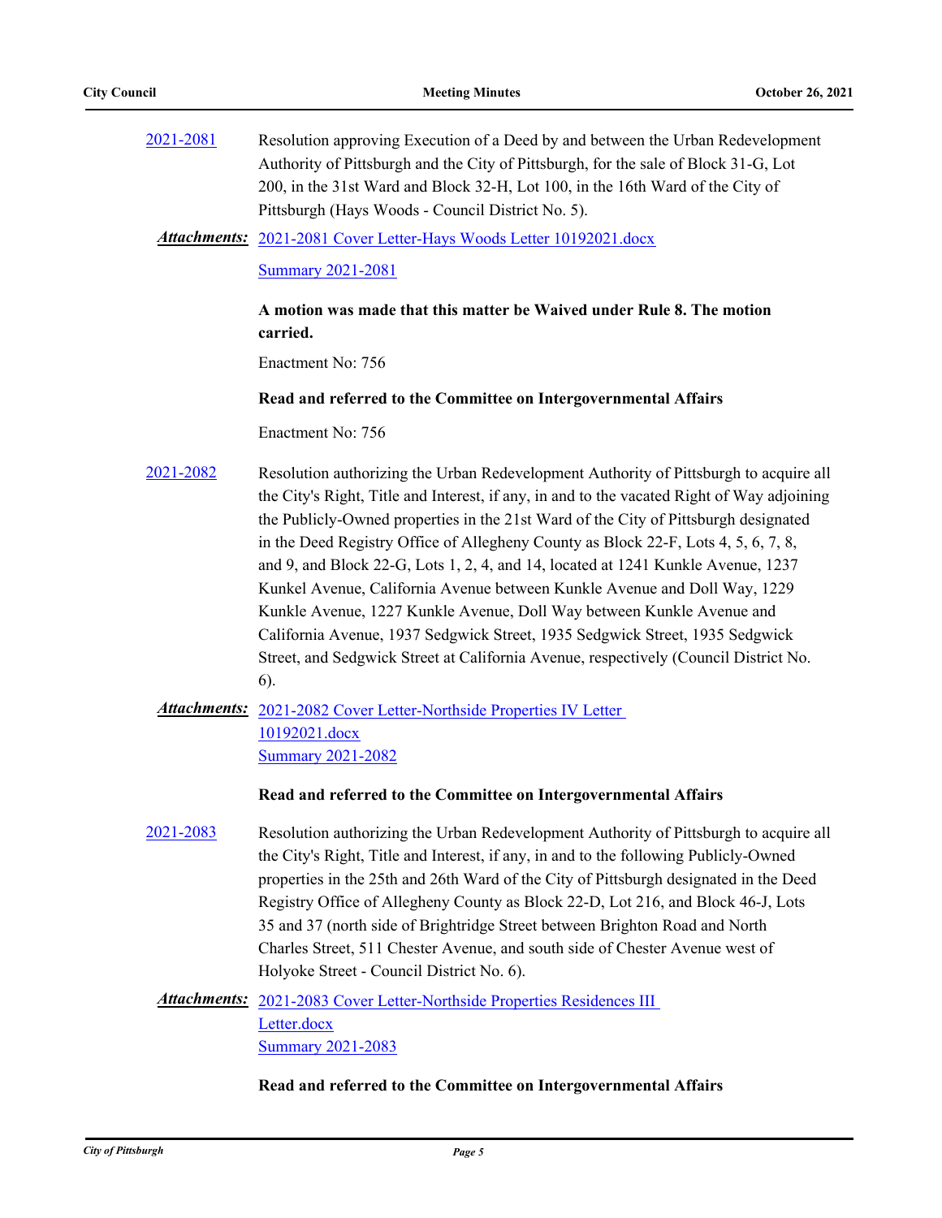2021-2081 Resolution approving Execution of a Deed by and between the Urban Redevelopment Authority of Pittsburgh and the City of Pittsburgh, for the sale of Block 31-G, Lot 200, in the 31st Ward and Block 32-H, Lot 100, in the 16th Ward of the City of Pittsburgh (Hays Woods - Council District No. 5).

***Attachments:*** 2021-2081 Cover Letter-Hays Woods Letter 10192021.docx
Summary 2021-2081

**A motion was made that this matter be Waived under Rule 8. The motion carried.**

Enactment No: 756

**Read and referred to the Committee on Intergovernmental Affairs**

Enactment No: 756

2021-2082 Resolution authorizing the Urban Redevelopment Authority of Pittsburgh to acquire all the City's Right, Title and Interest, if any, in and to the vacated Right of Way adjoining the Publicly-Owned properties in the 21st Ward of the City of Pittsburgh designated in the Deed Registry Office of Allegheny County as Block 22-F, Lots 4, 5, 6, 7, 8, and 9, and Block 22-G, Lots 1, 2, 4, and 14, located at 1241 Kunkle Avenue, 1237 Kunkel Avenue, California Avenue between Kunkle Avenue and Doll Way, 1229 Kunkle Avenue, 1227 Kunkle Avenue, Doll Way between Kunkle Avenue and California Avenue, 1937 Sedgwick Street, 1935 Sedgwick Street, 1935 Sedgwick Street, and Sedgwick Street at California Avenue, respectively (Council District No. 6).

***Attachments:*** 2021-2082 Cover Letter-Northside Properties IV Letter 10192021.docx
Summary 2021-2082

**Read and referred to the Committee on Intergovernmental Affairs**

2021-2083 Resolution authorizing the Urban Redevelopment Authority of Pittsburgh to acquire all the City's Right, Title and Interest, if any, in and to the following Publicly-Owned properties in the 25th and 26th Ward of the City of Pittsburgh designated in the Deed Registry Office of Allegheny County as Block 22-D, Lot 216, and Block 46-J, Lots 35 and 37 (north side of Brightridge Street between Brighton Road and North Charles Street, 511 Chester Avenue, and south side of Chester Avenue west of Holyoke Street - Council District No. 6).

***Attachments:*** 2021-2083 Cover Letter-Northside Properties Residences III Letter.docx
Summary 2021-2083

**Read and referred to the Committee on Intergovernmental Affairs**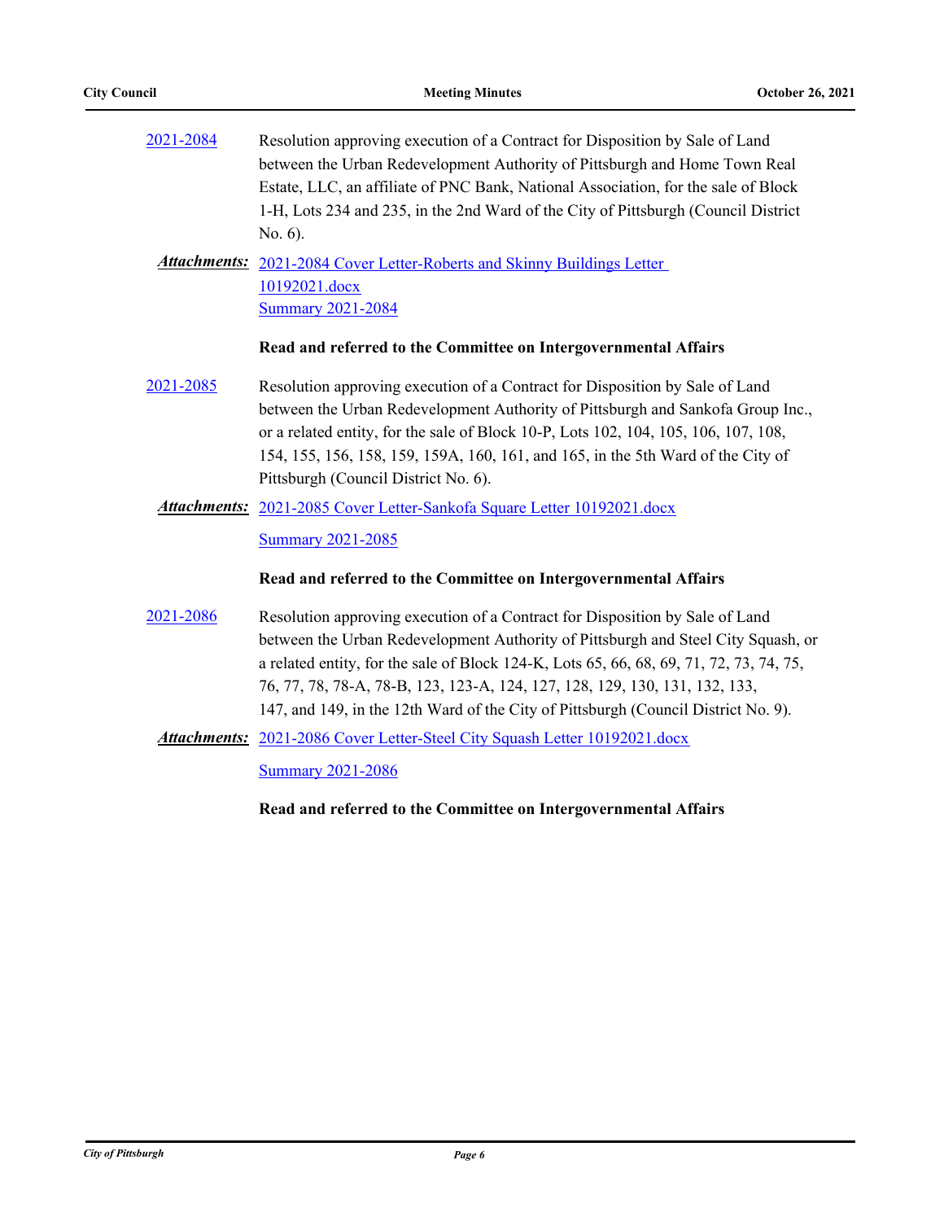2021-2084 Resolution approving execution of a Contract for Disposition by Sale of Land between the Urban Redevelopment Authority of Pittsburgh and Home Town Real Estate, LLC, an affiliate of PNC Bank, National Association, for the sale of Block 1-H, Lots 234 and 235, in the 2nd Ward of the City of Pittsburgh (Council District No. 6).

***Attachments:*** 2021-2084 Cover Letter-Roberts and Skinny Buildings Letter 10192021.docx
Summary 2021-2084

**Read and referred to the Committee on Intergovernmental Affairs**

2021-2085 Resolution approving execution of a Contract for Disposition by Sale of Land between the Urban Redevelopment Authority of Pittsburgh and Sankofa Group Inc., or a related entity, for the sale of Block 10-P, Lots 102, 104, 105, 106, 107, 108, 154, 155, 156, 158, 159, 159A, 160, 161, and 165, in the 5th Ward of the City of Pittsburgh (Council District No. 6).

***Attachments:*** 2021-2085 Cover Letter-Sankofa Square Letter 10192021.docx
Summary 2021-2085

**Read and referred to the Committee on Intergovernmental Affairs**

2021-2086 Resolution approving execution of a Contract for Disposition by Sale of Land between the Urban Redevelopment Authority of Pittsburgh and Steel City Squash, or a related entity, for the sale of Block 124-K, Lots 65, 66, 68, 69, 71, 72, 73, 74, 75, 76, 77, 78, 78-A, 78-B, 123, 123-A, 124, 127, 128, 129, 130, 131, 132, 133, 147, and 149, in the 12th Ward of the City of Pittsburgh (Council District No. 9).

***Attachments:*** 2021-2086 Cover Letter-Steel City Squash Letter 10192021.docx
Summary 2021-2086

**Read and referred to the Committee on Intergovernmental Affairs**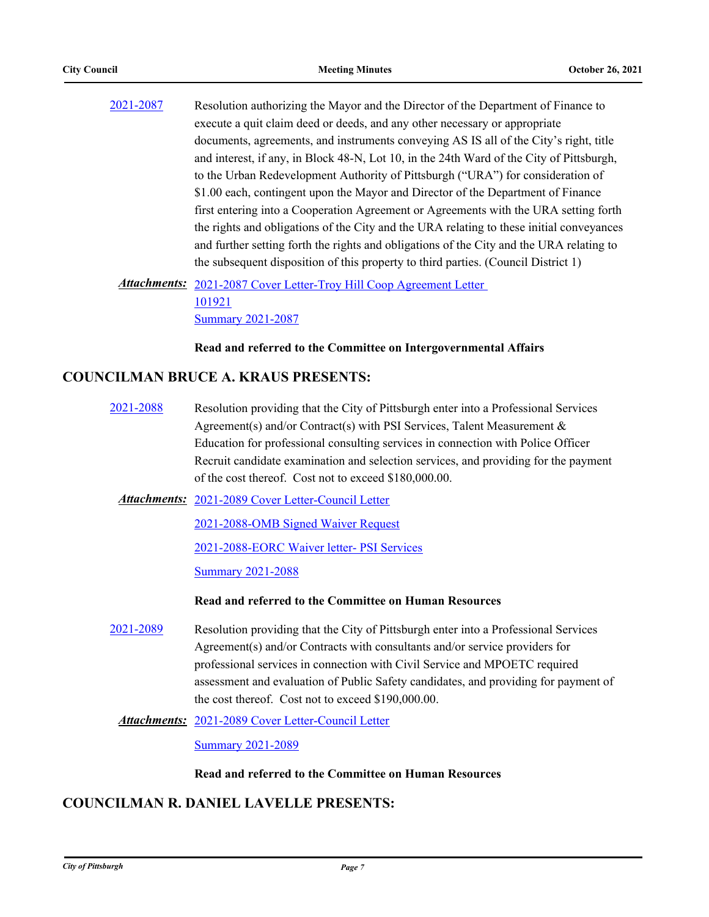2021-2087 Resolution authorizing the Mayor and the Director of the Department of Finance to execute a quit claim deed or deeds, and any other necessary or appropriate documents, agreements, and instruments conveying AS IS all of the City's right, title and interest, if any, in Block 48-N, Lot 10, in the 24th Ward of the City of Pittsburgh, to the Urban Redevelopment Authority of Pittsburgh ("URA") for consideration of $1.00 each, contingent upon the Mayor and Director of the Department of Finance first entering into a Cooperation Agreement or Agreements with the URA setting forth the rights and obligations of the City and the URA relating to these initial conveyances and further setting forth the rights and obligations of the City and the URA relating to the subsequent disposition of this property to third parties. (Council District 1)

***Attachments:*** 2021-2087 Cover Letter-Troy Hill Coop Agreement Letter 101921
Summary 2021-2087

**Read and referred to the Committee on Intergovernmental Affairs**

## COUNCILMAN BRUCE A. KRAUS PRESENTS:

2021-2088 Resolution providing that the City of Pittsburgh enter into a Professional Services Agreement(s) and/or Contract(s) with PSI Services, Talent Measurement & Education for professional consulting services in connection with Police Officer Recruit candidate examination and selection services, and providing for the payment of the cost thereof. Cost not to exceed $180,000.00.

***Attachments:*** 2021-2089 Cover Letter-Council Letter
2021-2088-OMB Signed Waiver Request
2021-2088-EORC Waiver letter- PSI Services
Summary 2021-2088

**Read and referred to the Committee on Human Resources**

2021-2089 Resolution providing that the City of Pittsburgh enter into a Professional Services Agreement(s) and/or Contracts with consultants and/or service providers for professional services in connection with Civil Service and MPOETC required assessment and evaluation of Public Safety candidates, and providing for payment of the cost thereof. Cost not to exceed $190,000.00.

***Attachments:*** 2021-2089 Cover Letter-Council Letter
Summary 2021-2089

**Read and referred to the Committee on Human Resources**

## COUNCILMAN R. DANIEL LAVELLE PRESENTS: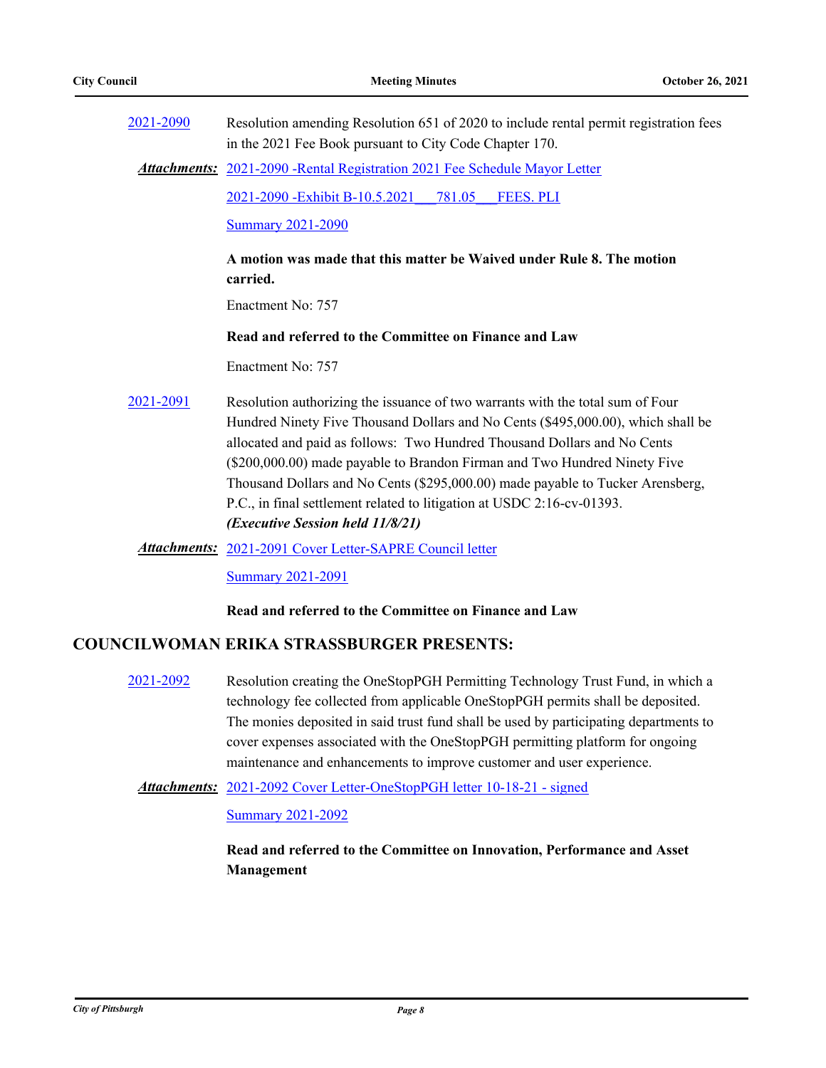2021-2090 Resolution amending Resolution 651 of 2020 to include rental permit registration fees in the 2021 Fee Book pursuant to City Code Chapter 170.

***Attachments:*** 2021-2090 -Rental Registration 2021 Fee Schedule Mayor Letter

2021-2090 -Exhibit B-10.5.2021___781.05___FEES. PLI

Summary 2021-2090

**A motion was made that this matter be Waived under Rule 8. The motion carried.**

Enactment No: 757

**Read and referred to the Committee on Finance and Law**

Enactment No: 757

2021-2091 Resolution authorizing the issuance of two warrants with the total sum of Four Hundred Ninety Five Thousand Dollars and No Cents ($495,000.00), which shall be allocated and paid as follows: Two Hundred Thousand Dollars and No Cents ($200,000.00) made payable to Brandon Firman and Two Hundred Ninety Five Thousand Dollars and No Cents ($295,000.00) made payable to Tucker Arensberg, P.C., in final settlement related to litigation at USDC 2:16-cv-01393. ***(Executive Session held 11/8/21)***

***Attachments:*** 2021-2091 Cover Letter-SAPRE Council letter

Summary 2021-2091

**Read and referred to the Committee on Finance and Law**

## COUNCILWOMAN ERIKA STRASSBURGER PRESENTS:

2021-2092 Resolution creating the OneStopPGH Permitting Technology Trust Fund, in which a technology fee collected from applicable OneStopPGH permits shall be deposited. The monies deposited in said trust fund shall be used by participating departments to cover expenses associated with the OneStopPGH permitting platform for ongoing maintenance and enhancements to improve customer and user experience.

***Attachments:*** 2021-2092 Cover Letter-OneStopPGH letter 10-18-21 - signed

Summary 2021-2092

**Read and referred to the Committee on Innovation, Performance and Asset Management**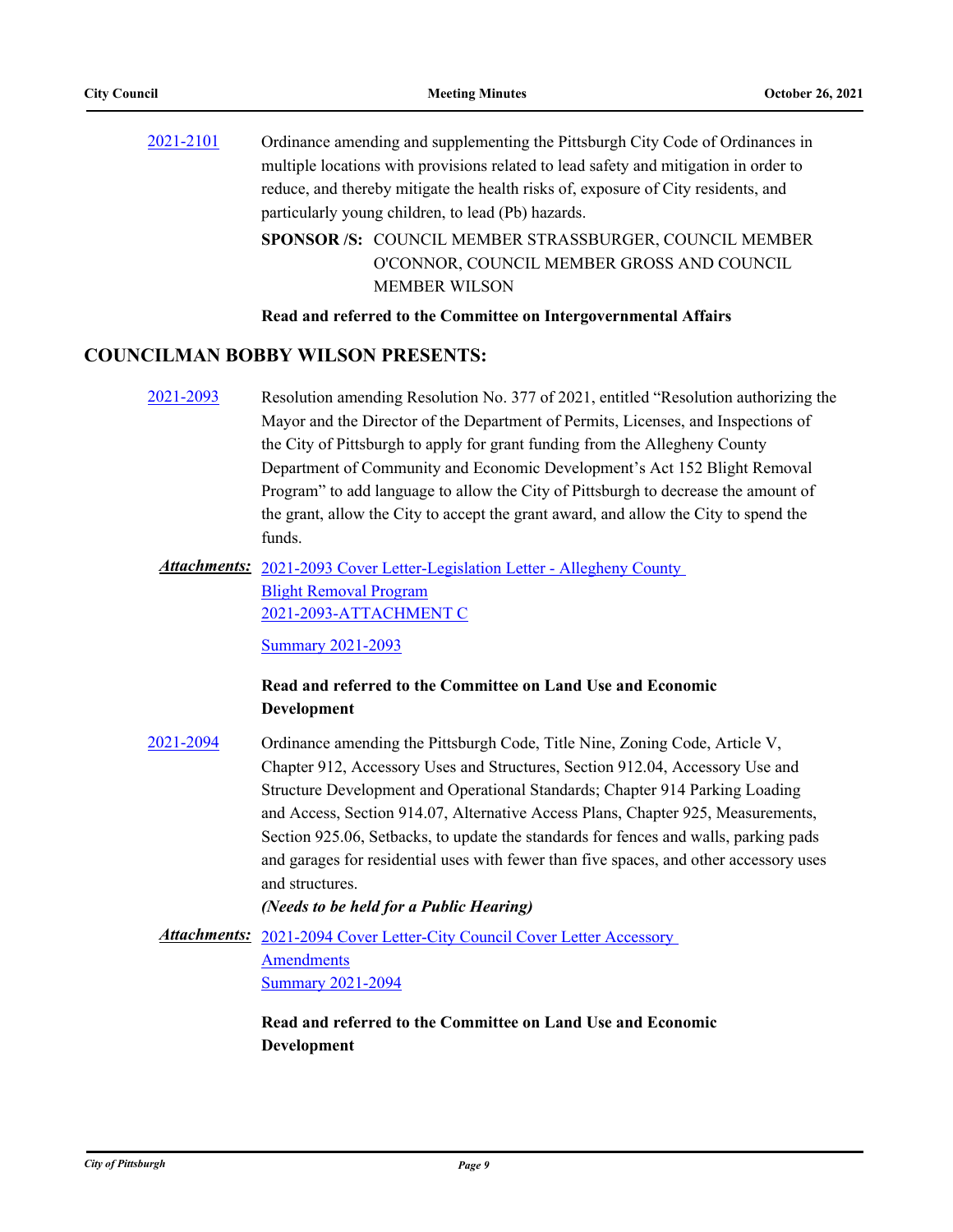2021-2101 Ordinance amending and supplementing the Pittsburgh City Code of Ordinances in multiple locations with provisions related to lead safety and mitigation in order to reduce, and thereby mitigate the health risks of, exposure of City residents, and particularly young children, to lead (Pb) hazards.

**SPONSOR /S:** COUNCIL MEMBER STRASSBURGER, COUNCIL MEMBER O'CONNOR, COUNCIL MEMBER GROSS AND COUNCIL MEMBER WILSON

**Read and referred to the Committee on Intergovernmental Affairs**

## COUNCILMAN BOBBY WILSON PRESENTS:

2021-2093 Resolution amending Resolution No. 377 of 2021, entitled "Resolution authorizing the Mayor and the Director of the Department of Permits, Licenses, and Inspections of the City of Pittsburgh to apply for grant funding from the Allegheny County Department of Community and Economic Development's Act 152 Blight Removal Program" to add language to allow the City of Pittsburgh to decrease the amount of the grant, allow the City to accept the grant award, and allow the City to spend the funds.

***Attachments:*** 2021-2093 Cover Letter-Legislation Letter - Allegheny County Blight Removal Program
2021-2093-ATTACHMENT C
Summary 2021-2093

**Read and referred to the Committee on Land Use and Economic Development**

2021-2094 Ordinance amending the Pittsburgh Code, Title Nine, Zoning Code, Article V, Chapter 912, Accessory Uses and Structures, Section 912.04, Accessory Use and Structure Development and Operational Standards; Chapter 914 Parking Loading and Access, Section 914.07, Alternative Access Plans, Chapter 925, Measurements, Section 925.06, Setbacks, to update the standards for fences and walls, parking pads and garages for residential uses with fewer than five spaces, and other accessory uses and structures.
***(Needs to be held for a Public Hearing)***

***Attachments:*** 2021-2094 Cover Letter-City Council Cover Letter Accessory Amendments
Summary 2021-2094

**Read and referred to the Committee on Land Use and Economic Development**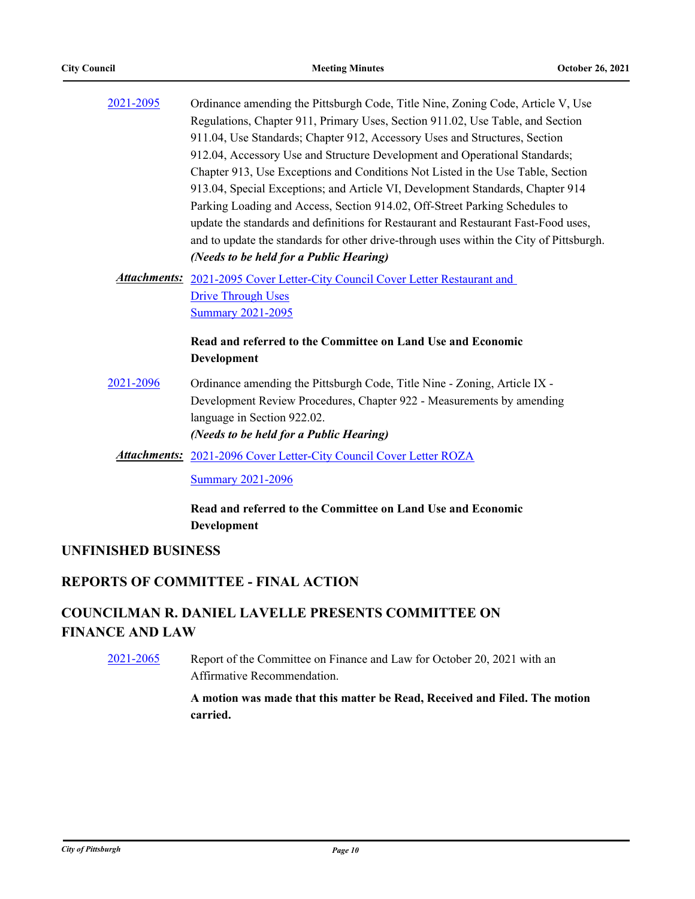2021-2095 Ordinance amending the Pittsburgh Code, Title Nine, Zoning Code, Article V, Use Regulations, Chapter 911, Primary Uses, Section 911.02, Use Table, and Section 911.04, Use Standards; Chapter 912, Accessory Uses and Structures, Section 912.04, Accessory Use and Structure Development and Operational Standards; Chapter 913, Use Exceptions and Conditions Not Listed in the Use Table, Section 913.04, Special Exceptions; and Article VI, Development Standards, Chapter 914 Parking Loading and Access, Section 914.02, Off-Street Parking Schedules to update the standards and definitions for Restaurant and Restaurant Fast-Food uses, and to update the standards for other drive-through uses within the City of Pittsburgh.
***(Needs to be held for a Public Hearing)***

***Attachments:*** 2021-2095 Cover Letter-City Council Cover Letter Restaurant and Drive Through Uses
Summary 2021-2095

**Read and referred to the Committee on Land Use and Economic Development**

2021-2096 Ordinance amending the Pittsburgh Code, Title Nine - Zoning, Article IX - Development Review Procedures, Chapter 922 - Measurements by amending language in Section 922.02.
***(Needs to be held for a Public Hearing)***

***Attachments:*** 2021-2096 Cover Letter-City Council Cover Letter ROZA
Summary 2021-2096

**Read and referred to the Committee on Land Use and Economic Development**

## UNFINISHED BUSINESS

## REPORTS OF COMMITTEE - FINAL ACTION

## COUNCILMAN R. DANIEL LAVELLE PRESENTS COMMITTEE ON FINANCE AND LAW

2021-2065 Report of the Committee on Finance and Law for October 20, 2021 with an Affirmative Recommendation.

**A motion was made that this matter be Read, Received and Filed. The motion carried.**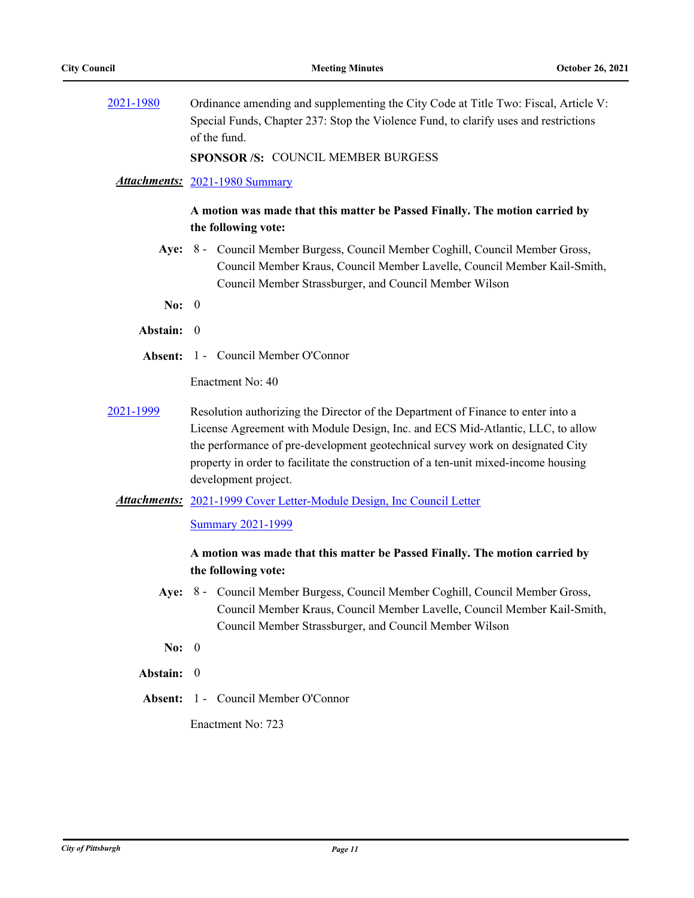[2021-1980](#) Ordinance amending and supplementing the City Code at Title Two: Fiscal, Article V: Special Funds, Chapter 237: Stop the Violence Fund, to clarify uses and restrictions of the fund.

**SPONSOR /S:** COUNCIL MEMBER BURGESS

***Attachments:*** [2021-1980 Summary](#)

**A motion was made that this matter be Passed Finally. The motion carried by the following vote:**

**Aye:** 8 - Council Member Burgess, Council Member Coghill, Council Member Gross, Council Member Kraus, Council Member Lavelle, Council Member Kail-Smith, Council Member Strassburger, and Council Member Wilson

**No:** 0

**Abstain:** 0

**Absent:** 1 - Council Member O'Connor

Enactment No: 40

[2021-1999](#) Resolution authorizing the Director of the Department of Finance to enter into a License Agreement with Module Design, Inc. and ECS Mid-Atlantic, LLC, to allow the performance of pre-development geotechnical survey work on designated City property in order to facilitate the construction of a ten-unit mixed-income housing development project.

***Attachments:*** [2021-1999 Cover Letter-Module Design, Inc Council Letter](#)

[Summary 2021-1999](#)

**A motion was made that this matter be Passed Finally. The motion carried by the following vote:**

**Aye:** 8 - Council Member Burgess, Council Member Coghill, Council Member Gross, Council Member Kraus, Council Member Lavelle, Council Member Kail-Smith, Council Member Strassburger, and Council Member Wilson

**No:** 0

**Abstain:** 0

**Absent:** 1 - Council Member O'Connor

Enactment No: 723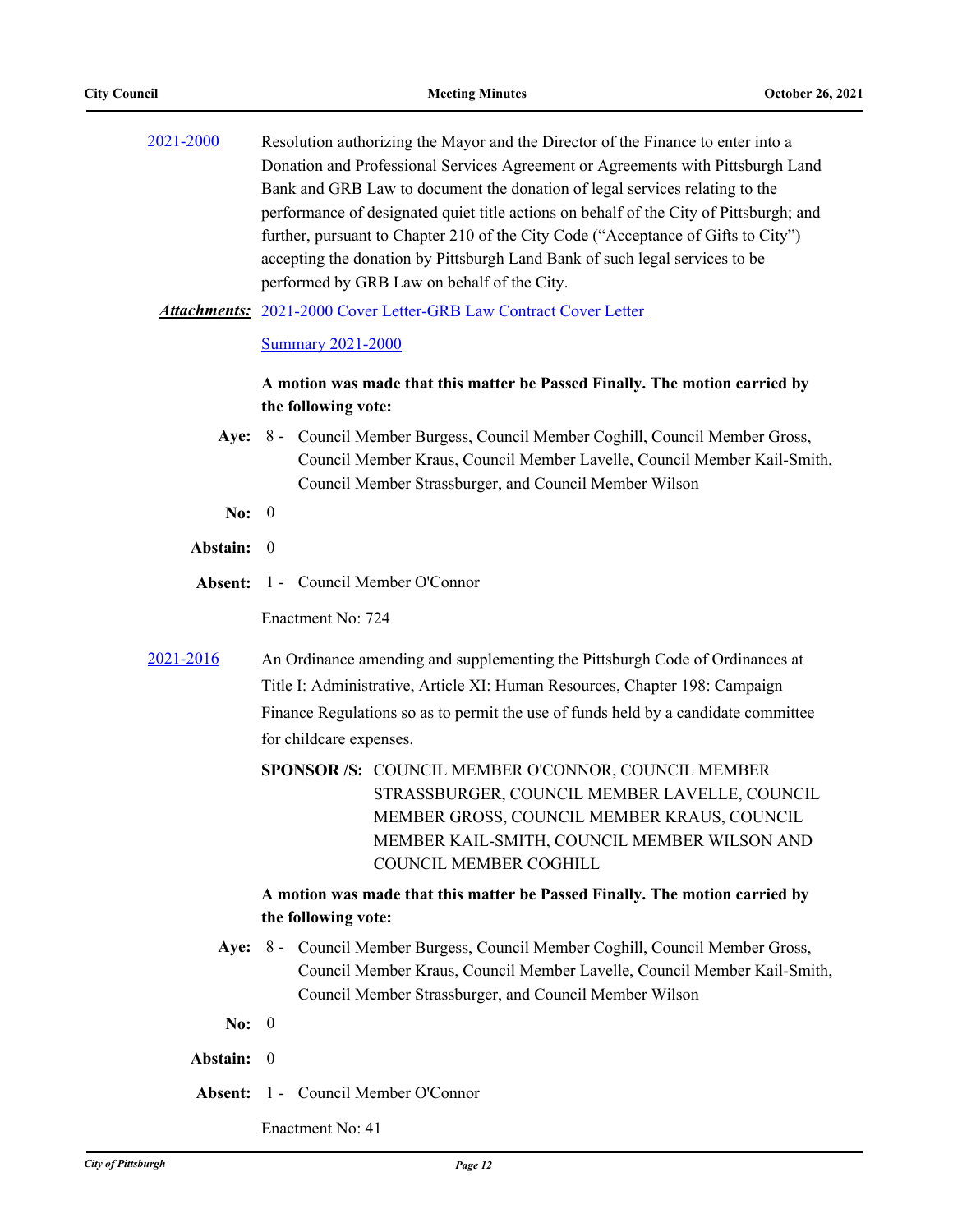2021-2000 Resolution authorizing the Mayor and the Director of the Finance to enter into a Donation and Professional Services Agreement or Agreements with Pittsburgh Land Bank and GRB Law to document the donation of legal services relating to the performance of designated quiet title actions on behalf of the City of Pittsburgh; and further, pursuant to Chapter 210 of the City Code ("Acceptance of Gifts to City") accepting the donation by Pittsburgh Land Bank of such legal services to be performed by GRB Law on behalf of the City.

***Attachments:*** 2021-2000 Cover Letter-GRB Law Contract Cover Letter

Summary 2021-2000

**A motion was made that this matter be Passed Finally. The motion carried by the following vote:**

**Aye:** 8 - Council Member Burgess, Council Member Coghill, Council Member Gross, Council Member Kraus, Council Member Lavelle, Council Member Kail-Smith, Council Member Strassburger, and Council Member Wilson

**No:** 0

**Abstain:** 0

**Absent:** 1 - Council Member O'Connor

Enactment No: 724

2021-2016 An Ordinance amending and supplementing the Pittsburgh Code of Ordinances at Title I: Administrative, Article XI: Human Resources, Chapter 198: Campaign Finance Regulations so as to permit the use of funds held by a candidate committee for childcare expenses.

**SPONSOR /S:** COUNCIL MEMBER O'CONNOR, COUNCIL MEMBER STRASSBURGER, COUNCIL MEMBER LAVELLE, COUNCIL MEMBER GROSS, COUNCIL MEMBER KRAUS, COUNCIL MEMBER KAIL-SMITH, COUNCIL MEMBER WILSON AND COUNCIL MEMBER COGHILL

**A motion was made that this matter be Passed Finally. The motion carried by the following vote:**

**Aye:** 8 - Council Member Burgess, Council Member Coghill, Council Member Gross, Council Member Kraus, Council Member Lavelle, Council Member Kail-Smith, Council Member Strassburger, and Council Member Wilson

**No:** 0

**Abstain:** 0

**Absent:** 1 - Council Member O'Connor

Enactment No: 41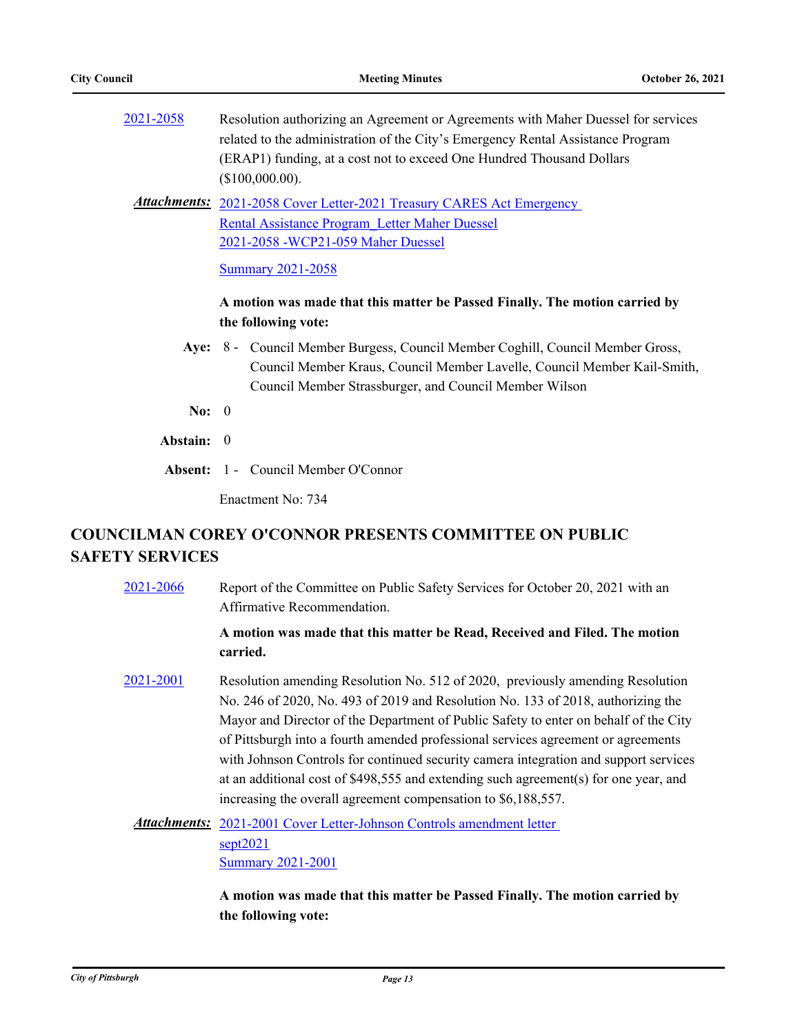2021-2058 Resolution authorizing an Agreement or Agreements with Maher Duessel for services related to the administration of the City's Emergency Rental Assistance Program (ERAP1) funding, at a cost not to exceed One Hundred Thousand Dollars ($100,000.00).

***Attachments:*** 2021-2058 Cover Letter-2021 Treasury CARES Act Emergency Rental Assistance Program_Letter Maher Duessel
2021-2058 -WCP21-059 Maher Duessel

Summary 2021-2058

**A motion was made that this matter be Passed Finally. The motion carried by the following vote:**

**Aye:** 8 - Council Member Burgess, Council Member Coghill, Council Member Gross, Council Member Kraus, Council Member Lavelle, Council Member Kail-Smith, Council Member Strassburger, and Council Member Wilson

**No:** 0

**Abstain:** 0

**Absent:** 1 - Council Member O'Connor

Enactment No: 734

## COUNCILMAN COREY O'CONNOR PRESENTS COMMITTEE ON PUBLIC SAFETY SERVICES

2021-2066 Report of the Committee on Public Safety Services for October 20, 2021 with an Affirmative Recommendation.

**A motion was made that this matter be Read, Received and Filed. The motion carried.**

2021-2001 Resolution amending Resolution No. 512 of 2020, previously amending Resolution No. 246 of 2020, No. 493 of 2019 and Resolution No. 133 of 2018, authorizing the Mayor and Director of the Department of Public Safety to enter on behalf of the City of Pittsburgh into a fourth amended professional services agreement or agreements with Johnson Controls for continued security camera integration and support services at an additional cost of $498,555 and extending such agreement(s) for one year, and increasing the overall agreement compensation to $6,188,557.

***Attachments:*** 2021-2001 Cover Letter-Johnson Controls amendment letter sept2021
Summary 2021-2001

**A motion was made that this matter be Passed Finally. The motion carried by the following vote:**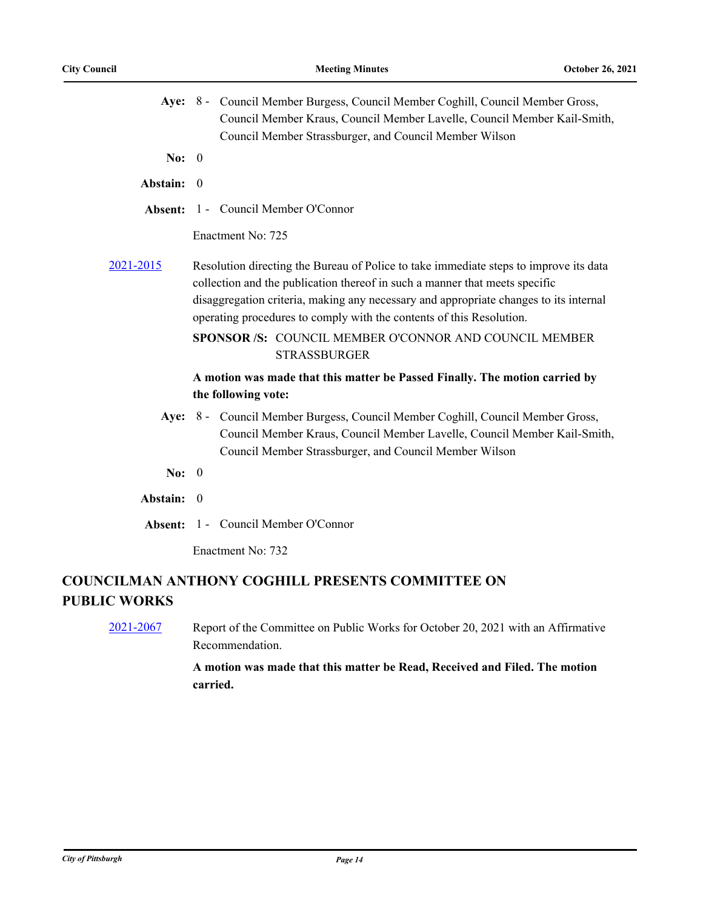**Aye:** 8 - Council Member Burgess, Council Member Coghill, Council Member Gross, Council Member Kraus, Council Member Lavelle, Council Member Kail-Smith, Council Member Strassburger, and Council Member Wilson

**No:** 0

**Abstain:** 0

**Absent:** 1 - Council Member O'Connor

Enactment No: 725

[2021-2015](2021-2015) Resolution directing the Bureau of Police to take immediate steps to improve its data collection and the publication thereof in such a manner that meets specific disaggregation criteria, making any necessary and appropriate changes to its internal operating procedures to comply with the contents of this Resolution.

**SPONSOR /S:** COUNCIL MEMBER O'CONNOR AND COUNCIL MEMBER STRASSBURGER

**A motion was made that this matter be Passed Finally. The motion carried by the following vote:**

**Aye:** 8 - Council Member Burgess, Council Member Coghill, Council Member Gross, Council Member Kraus, Council Member Lavelle, Council Member Kail-Smith, Council Member Strassburger, and Council Member Wilson

**No:** 0

**Abstain:** 0

**Absent:** 1 - Council Member O'Connor

Enactment No: 732

## COUNCILMAN ANTHONY COGHILL PRESENTS COMMITTEE ON PUBLIC WORKS

[2021-2067](2021-2067) Report of the Committee on Public Works for October 20, 2021 with an Affirmative Recommendation.

**A motion was made that this matter be Read, Received and Filed. The motion carried.**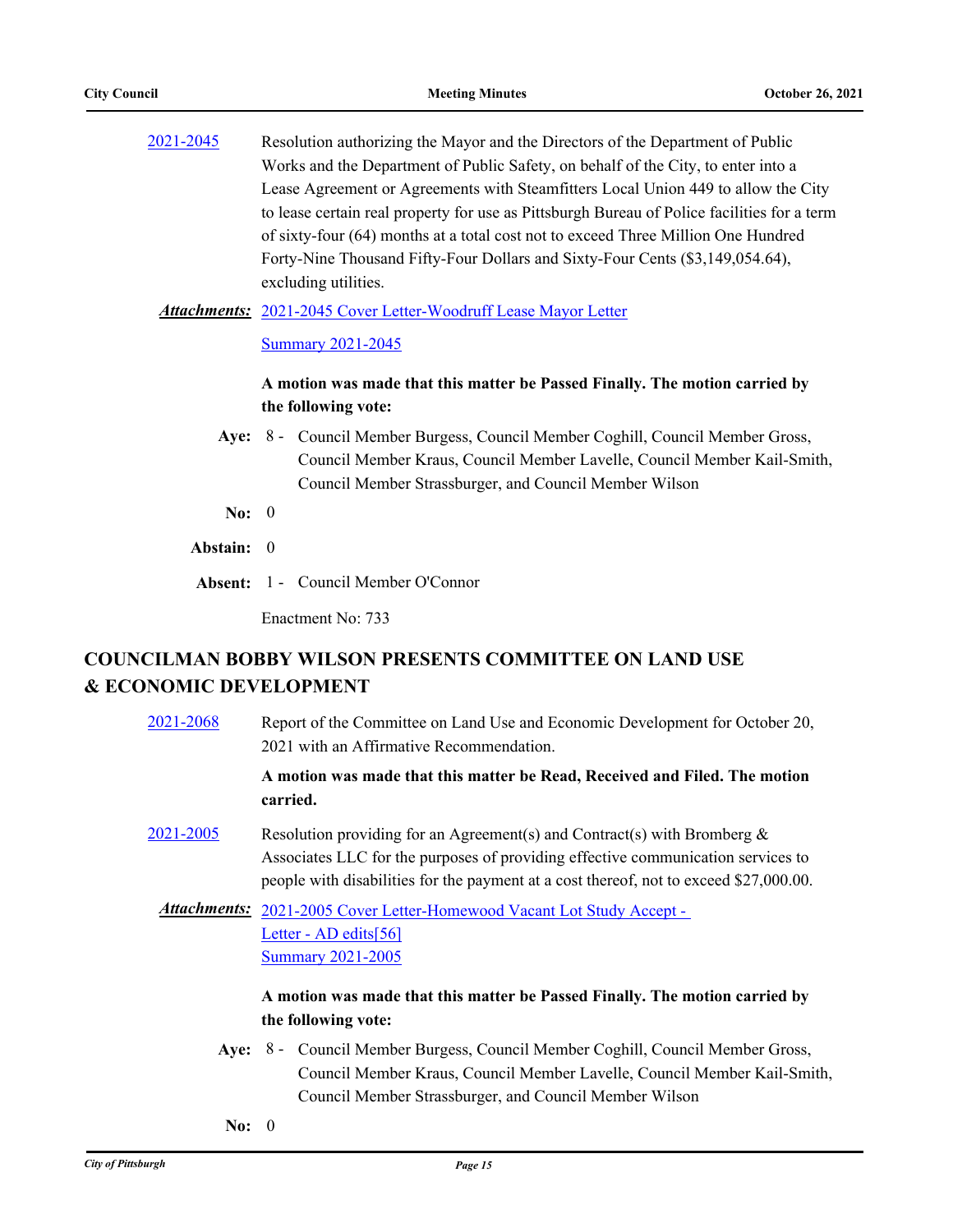2021-2045 Resolution authorizing the Mayor and the Directors of the Department of Public Works and the Department of Public Safety, on behalf of the City, to enter into a Lease Agreement or Agreements with Steamfitters Local Union 449 to allow the City to lease certain real property for use as Pittsburgh Bureau of Police facilities for a term of sixty-four (64) months at a total cost not to exceed Three Million One Hundred Forty-Nine Thousand Fifty-Four Dollars and Sixty-Four Cents ($3,149,054.64), excluding utilities.

***Attachments:*** 2021-2045 Cover Letter-Woodruff Lease Mayor Letter

Summary 2021-2045

**A motion was made that this matter be Passed Finally. The motion carried by the following vote:**

**Aye:** 8 - Council Member Burgess, Council Member Coghill, Council Member Gross, Council Member Kraus, Council Member Lavelle, Council Member Kail-Smith, Council Member Strassburger, and Council Member Wilson

**No:** 0

**Abstain:** 0

**Absent:** 1 - Council Member O'Connor

Enactment No: 733

## COUNCILMAN BOBBY WILSON PRESENTS COMMITTEE ON LAND USE & ECONOMIC DEVELOPMENT

2021-2068 Report of the Committee on Land Use and Economic Development for October 20, 2021 with an Affirmative Recommendation.

**A motion was made that this matter be Read, Received and Filed. The motion carried.**

2021-2005 Resolution providing for an Agreement(s) and Contract(s) with Bromberg & Associates LLC for the purposes of providing effective communication services to people with disabilities for the payment at a cost thereof, not to exceed $27,000.00.

***Attachments:*** 2021-2005 Cover Letter-Homewood Vacant Lot Study Accept - Letter - AD edits[56]

Summary 2021-2005

**A motion was made that this matter be Passed Finally. The motion carried by the following vote:**

**Aye:** 8 - Council Member Burgess, Council Member Coghill, Council Member Gross, Council Member Kraus, Council Member Lavelle, Council Member Kail-Smith, Council Member Strassburger, and Council Member Wilson

**No:** 0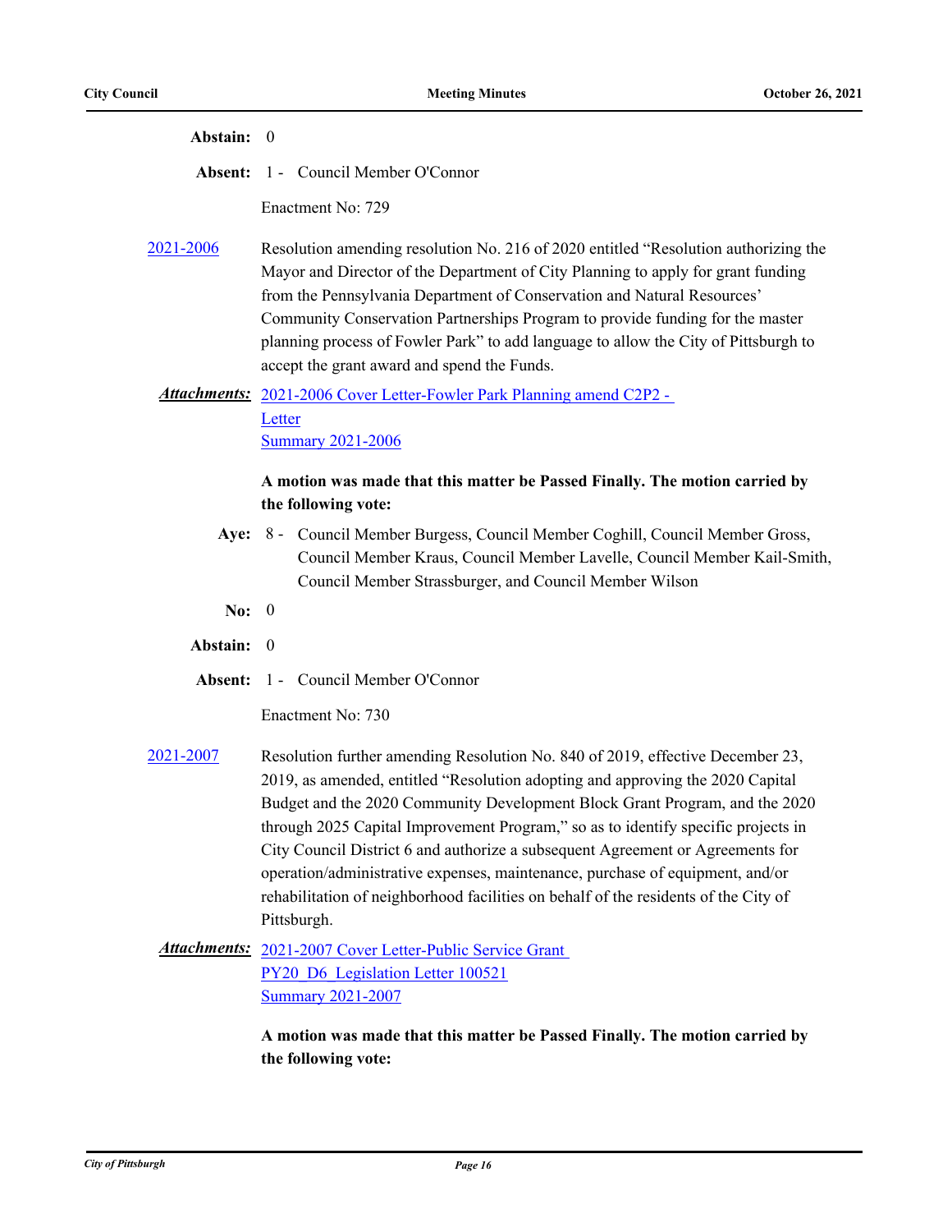**Abstain:** 0

**Absent:** 1 - Council Member O'Connor

Enactment No: 729

2021-2006 Resolution amending resolution No. 216 of 2020 entitled "Resolution authorizing the Mayor and Director of the Department of City Planning to apply for grant funding from the Pennsylvania Department of Conservation and Natural Resources' Community Conservation Partnerships Program to provide funding for the master planning process of Fowler Park" to add language to allow the City of Pittsburgh to accept the grant award and spend the Funds.

***Attachments:*** 2021-2006 Cover Letter-Fowler Park Planning amend C2P2 - Letter
Summary 2021-2006

**A motion was made that this matter be Passed Finally. The motion carried by the following vote:**

**Aye:** 8 - Council Member Burgess, Council Member Coghill, Council Member Gross, Council Member Kraus, Council Member Lavelle, Council Member Kail-Smith, Council Member Strassburger, and Council Member Wilson

**No:** 0

**Abstain:** 0

**Absent:** 1 - Council Member O'Connor

Enactment No: 730

2021-2007 Resolution further amending Resolution No. 840 of 2019, effective December 23, 2019, as amended, entitled "Resolution adopting and approving the 2020 Capital Budget and the 2020 Community Development Block Grant Program, and the 2020 through 2025 Capital Improvement Program," so as to identify specific projects in City Council District 6 and authorize a subsequent Agreement or Agreements for operation/administrative expenses, maintenance, purchase of equipment, and/or rehabilitation of neighborhood facilities on behalf of the residents of the City of Pittsburgh.

***Attachments:*** 2021-2007 Cover Letter-Public Service Grant
PY20_D6_Legislation Letter 100521
Summary 2021-2007

**A motion was made that this matter be Passed Finally. The motion carried by the following vote:**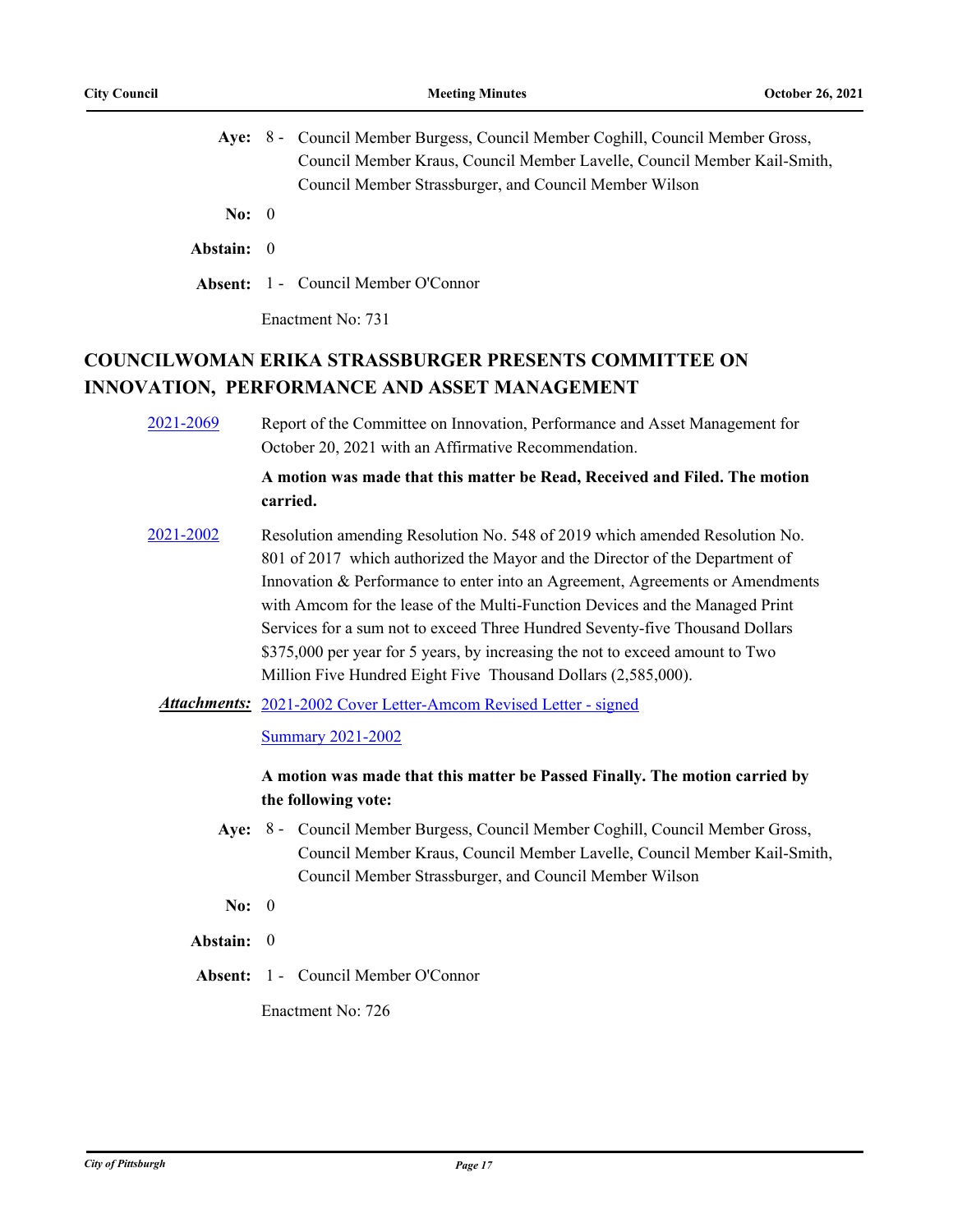**Aye:** 8 - Council Member Burgess, Council Member Coghill, Council Member Gross, Council Member Kraus, Council Member Lavelle, Council Member Kail-Smith, Council Member Strassburger, and Council Member Wilson

**No:** 0

**Abstain:** 0

**Absent:** 1 - Council Member O'Connor

Enactment No: 731

## COUNCILWOMAN ERIKA STRASSBURGER PRESENTS COMMITTEE ON INNOVATION, PERFORMANCE AND ASSET MANAGEMENT

2021-2069 Report of the Committee on Innovation, Performance and Asset Management for October 20, 2021 with an Affirmative Recommendation.

**A motion was made that this matter be Read, Received and Filed. The motion carried.**

2021-2002 Resolution amending Resolution No. 548 of 2019 which amended Resolution No. 801 of 2017 which authorized the Mayor and the Director of the Department of Innovation & Performance to enter into an Agreement, Agreements or Amendments with Amcom for the lease of the Multi-Function Devices and the Managed Print Services for a sum not to exceed Three Hundred Seventy-five Thousand Dollars $375,000 per year for 5 years, by increasing the not to exceed amount to Two Million Five Hundred Eight Five Thousand Dollars (2,585,000).

***Attachments:*** 2021-2002 Cover Letter-Amcom Revised Letter - signed

Summary 2021-2002

**A motion was made that this matter be Passed Finally. The motion carried by the following vote:**

**Aye:** 8 - Council Member Burgess, Council Member Coghill, Council Member Gross, Council Member Kraus, Council Member Lavelle, Council Member Kail-Smith, Council Member Strassburger, and Council Member Wilson

**No:** 0

**Abstain:** 0

**Absent:** 1 - Council Member O'Connor

Enactment No: 726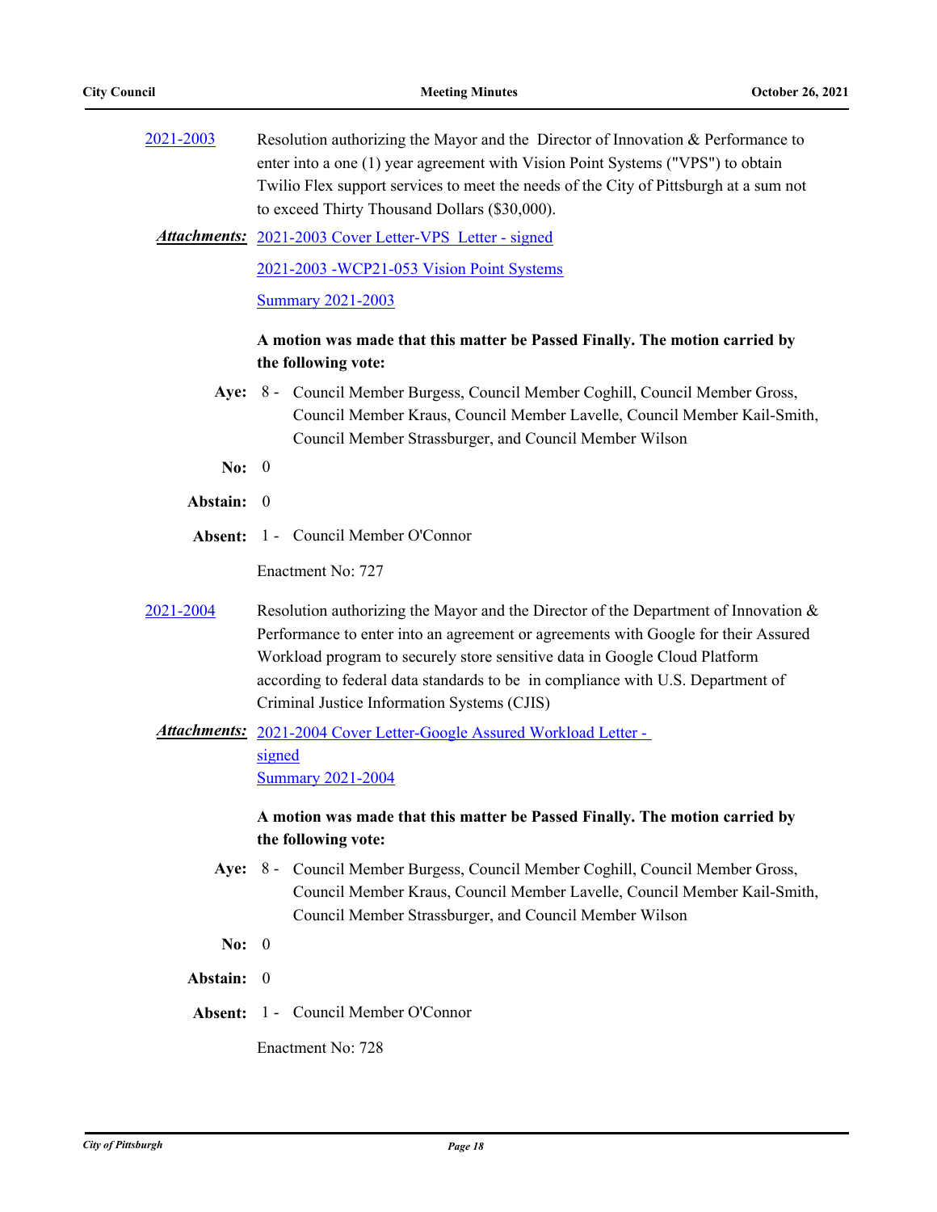2021-2003 Resolution authorizing the Mayor and the Director of Innovation & Performance to enter into a one (1) year agreement with Vision Point Systems ("VPS") to obtain Twilio Flex support services to meet the needs of the City of Pittsburgh at a sum not to exceed Thirty Thousand Dollars ($30,000).

***Attachments:*** 2021-2003 Cover Letter-VPS Letter - signed

2021-2003 -WCP21-053 Vision Point Systems

Summary 2021-2003

**A motion was made that this matter be Passed Finally. The motion carried by the following vote:**

**Aye:** 8 - Council Member Burgess, Council Member Coghill, Council Member Gross, Council Member Kraus, Council Member Lavelle, Council Member Kail-Smith, Council Member Strassburger, and Council Member Wilson

**No:** 0

**Abstain:** 0

**Absent:** 1 - Council Member O'Connor

Enactment No: 727

2021-2004 Resolution authorizing the Mayor and the Director of the Department of Innovation & Performance to enter into an agreement or agreements with Google for their Assured Workload program to securely store sensitive data in Google Cloud Platform according to federal data standards to be in compliance with U.S. Department of Criminal Justice Information Systems (CJIS)

***Attachments:*** 2021-2004 Cover Letter-Google Assured Workload Letter - signed

Summary 2021-2004

**A motion was made that this matter be Passed Finally. The motion carried by the following vote:**

**Aye:** 8 - Council Member Burgess, Council Member Coghill, Council Member Gross, Council Member Kraus, Council Member Lavelle, Council Member Kail-Smith, Council Member Strassburger, and Council Member Wilson

**No:** 0

**Abstain:** 0

**Absent:** 1 - Council Member O'Connor

Enactment No: 728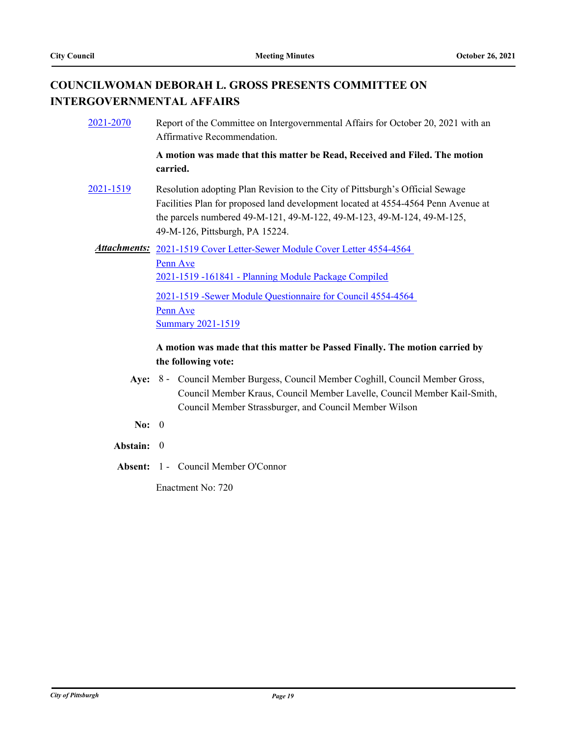## COUNCILWOMAN DEBORAH L. GROSS PRESENTS COMMITTEE ON INTERGOVERNMENTAL AFFAIRS

2021-2070 Report of the Committee on Intergovernmental Affairs for October 20, 2021 with an Affirmative Recommendation.

**A motion was made that this matter be Read, Received and Filed. The motion carried.**

2021-1519 Resolution adopting Plan Revision to the City of Pittsburgh's Official Sewage Facilities Plan for proposed land development located at 4554-4564 Penn Avenue at the parcels numbered 49-M-121, 49-M-122, 49-M-123, 49-M-124, 49-M-125, 49-M-126, Pittsburgh, PA 15224.

***Attachments:*** 2021-1519 Cover Letter-Sewer Module Cover Letter 4554-4564 Penn Ave
2021-1519 -161841 - Planning Module Package Compiled
2021-1519 -Sewer Module Questionnaire for Council 4554-4564 Penn Ave
Summary 2021-1519

**A motion was made that this matter be Passed Finally. The motion carried by the following vote:**

**Aye:** 8 - Council Member Burgess, Council Member Coghill, Council Member Gross, Council Member Kraus, Council Member Lavelle, Council Member Kail-Smith, Council Member Strassburger, and Council Member Wilson

**No:** 0

**Abstain:** 0

**Absent:** 1 - Council Member O'Connor

Enactment No: 720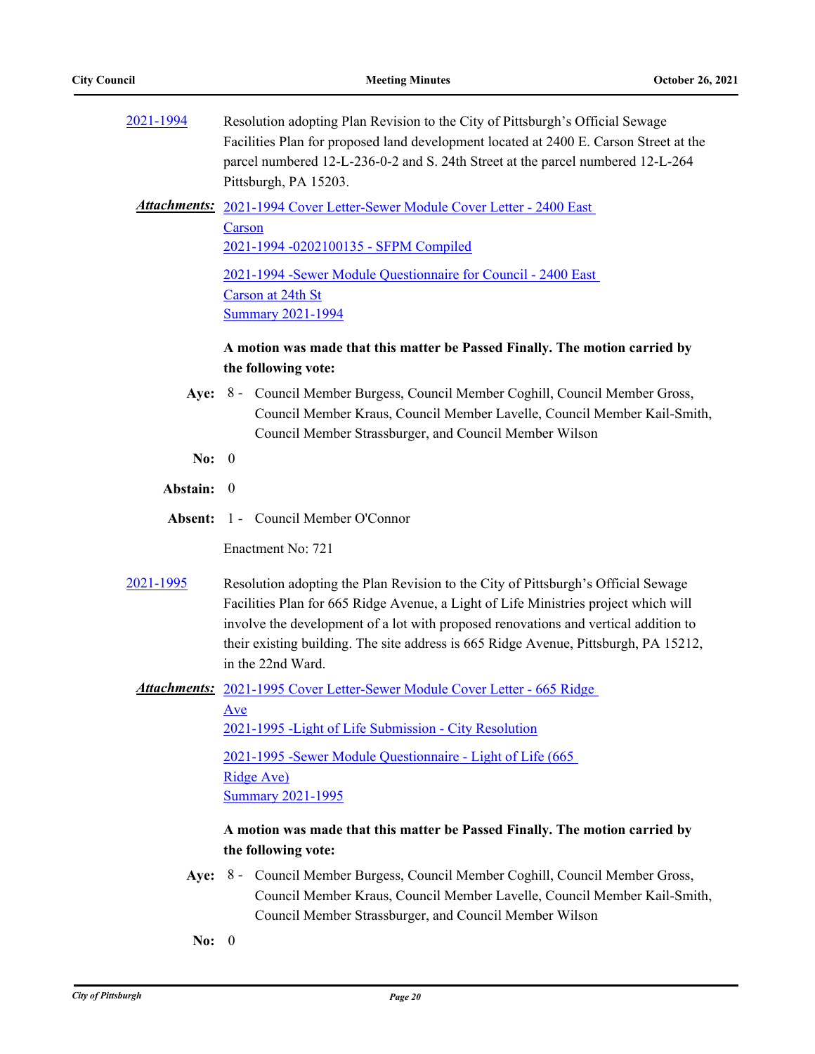[2021-1994](#) Resolution adopting Plan Revision to the City of Pittsburgh's Official Sewage Facilities Plan for proposed land development located at 2400 E. Carson Street at the parcel numbered 12-L-236-0-2 and S. 24th Street at the parcel numbered 12-L-264 Pittsburgh, PA 15203.

***Attachments:*** [2021-1994 Cover Letter-Sewer Module Cover Letter - 2400 East Carson](#)
[2021-1994 -0202100135 - SFPM Compiled](#)
[2021-1994 -Sewer Module Questionnaire for Council - 2400 East Carson at 24th St](#)
[Summary 2021-1994](#)

**A motion was made that this matter be Passed Finally. The motion carried by the following vote:**

**Aye:** 8 - Council Member Burgess, Council Member Coghill, Council Member Gross, Council Member Kraus, Council Member Lavelle, Council Member Kail-Smith, Council Member Strassburger, and Council Member Wilson

**No:** 0

**Abstain:** 0

**Absent:** 1 - Council Member O'Connor

Enactment No: 721

[2021-1995](#) Resolution adopting the Plan Revision to the City of Pittsburgh's Official Sewage Facilities Plan for 665 Ridge Avenue, a Light of Life Ministries project which will involve the development of a lot with proposed renovations and vertical addition to their existing building. The site address is 665 Ridge Avenue, Pittsburgh, PA 15212, in the 22nd Ward.

***Attachments:*** [2021-1995 Cover Letter-Sewer Module Cover Letter - 665 Ridge Ave](#)
[2021-1995 -Light of Life Submission - City Resolution](#)
[2021-1995 -Sewer Module Questionnaire - Light of Life (665 Ridge Ave)](#)
[Summary 2021-1995](#)

**A motion was made that this matter be Passed Finally. The motion carried by the following vote:**

**Aye:** 8 - Council Member Burgess, Council Member Coghill, Council Member Gross, Council Member Kraus, Council Member Lavelle, Council Member Kail-Smith, Council Member Strassburger, and Council Member Wilson

**No:** 0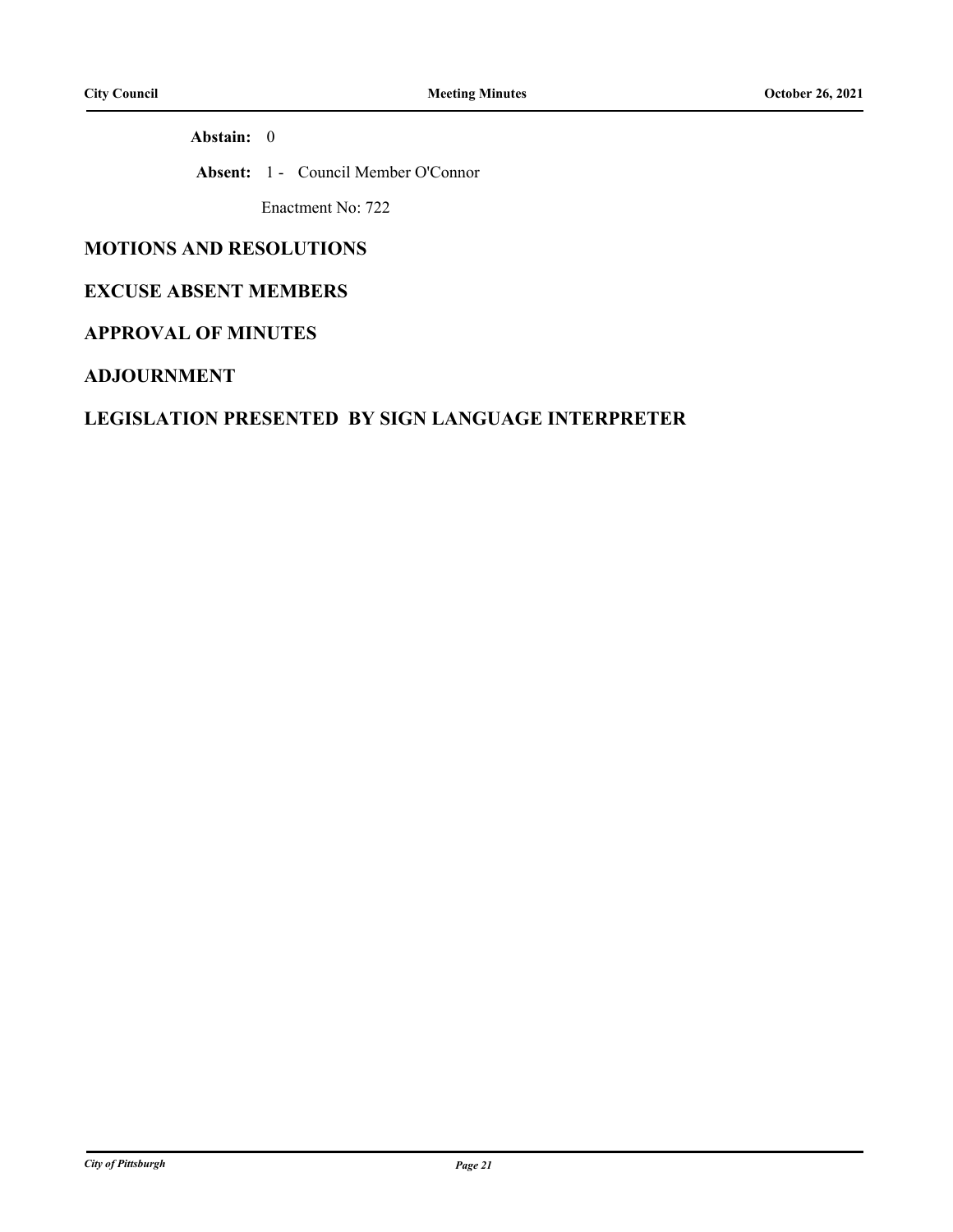**Abstain:** 0

**Absent:** 1 - Council Member O'Connor

Enactment No: 722

## MOTIONS AND RESOLUTIONS

## EXCUSE ABSENT MEMBERS

## APPROVAL OF MINUTES

## ADJOURNMENT

## LEGISLATION PRESENTED BY SIGN LANGUAGE INTERPRETER